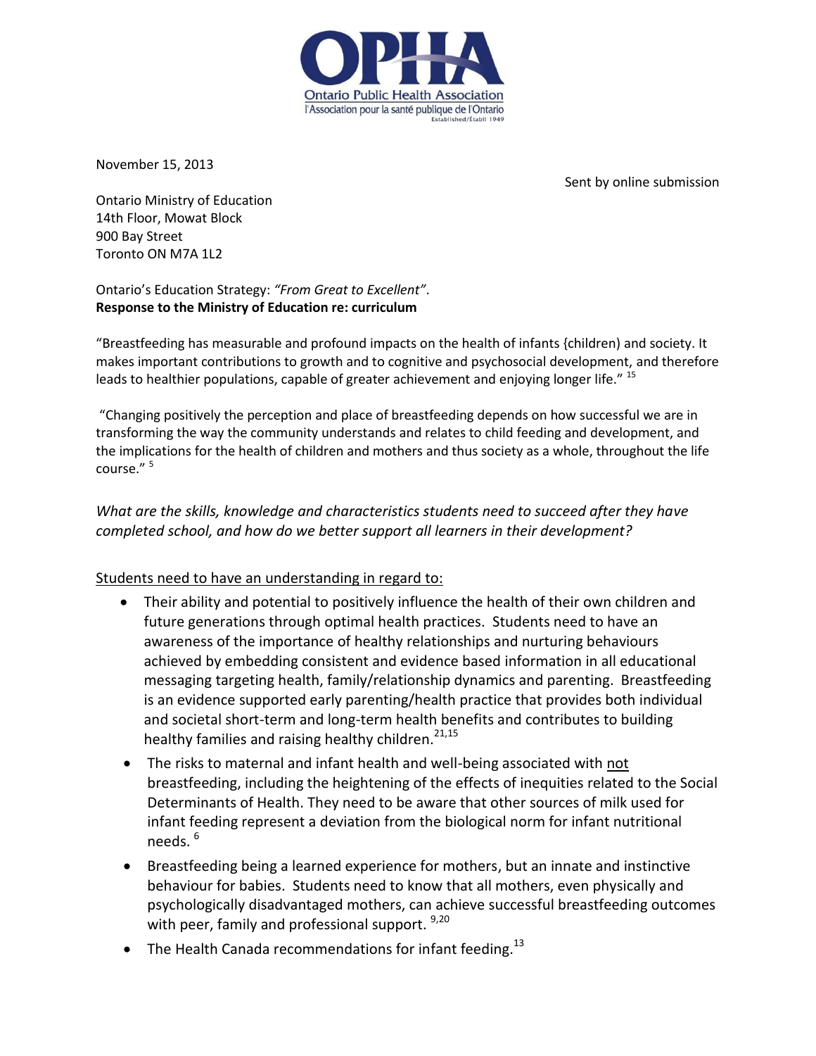Ontario Public Health Association
l'Association pour la santé publique de l'Ontario
Established/Établi 1949

November 15, 2013

Sent by online submission

Ontario Ministry of Education
14th Floor, Mowat Block
900 Bay Street
Toronto ON M7A 1L2

Ontario's Education Strategy: *"From Great to Excellent"*.
**Response to the Ministry of Education re: curriculum**

"Breastfeeding has measurable and profound impacts on the health of infants {children) and society. It makes important contributions to growth and to cognitive and psychosocial development, and therefore leads to healthier populations, capable of greater achievement and enjoying longer life." [15]

"Changing positively the perception and place of breastfeeding depends on how successful we are in transforming the way the community understands and relates to child feeding and development, and the implications for the health of children and mothers and thus society as a whole, throughout the life course." [5]

*What are the skills, knowledge and characteristics students need to succeed after they have completed school, and how do we better support all learners in their development?*

<u>Students need to have an understanding in regard to:</u>

- Their ability and potential to positively influence the health of their own children and future generations through optimal health practices. Students need to have an awareness of the importance of healthy relationships and nurturing behaviours achieved by embedding consistent and evidence based information in all educational messaging targeting health, family/relationship dynamics and parenting. Breastfeeding is an evidence supported early parenting/health practice that provides both individual and societal short-term and long-term health benefits and contributes to building healthy families and raising healthy children.[21,15]
- The risks to maternal and infant health and well-being associated with <u>not</u> breastfeeding, including the heightening of the effects of inequities related to the Social Determinants of Health. They need to be aware that other sources of milk used for infant feeding represent a deviation from the biological norm for infant nutritional needs. [6]
- Breastfeeding being a learned experience for mothers, but an innate and instinctive behaviour for babies. Students need to know that all mothers, even physically and psychologically disadvantaged mothers, can achieve successful breastfeeding outcomes with peer, family and professional support. [9,20]
- The Health Canada recommendations for infant feeding.[13]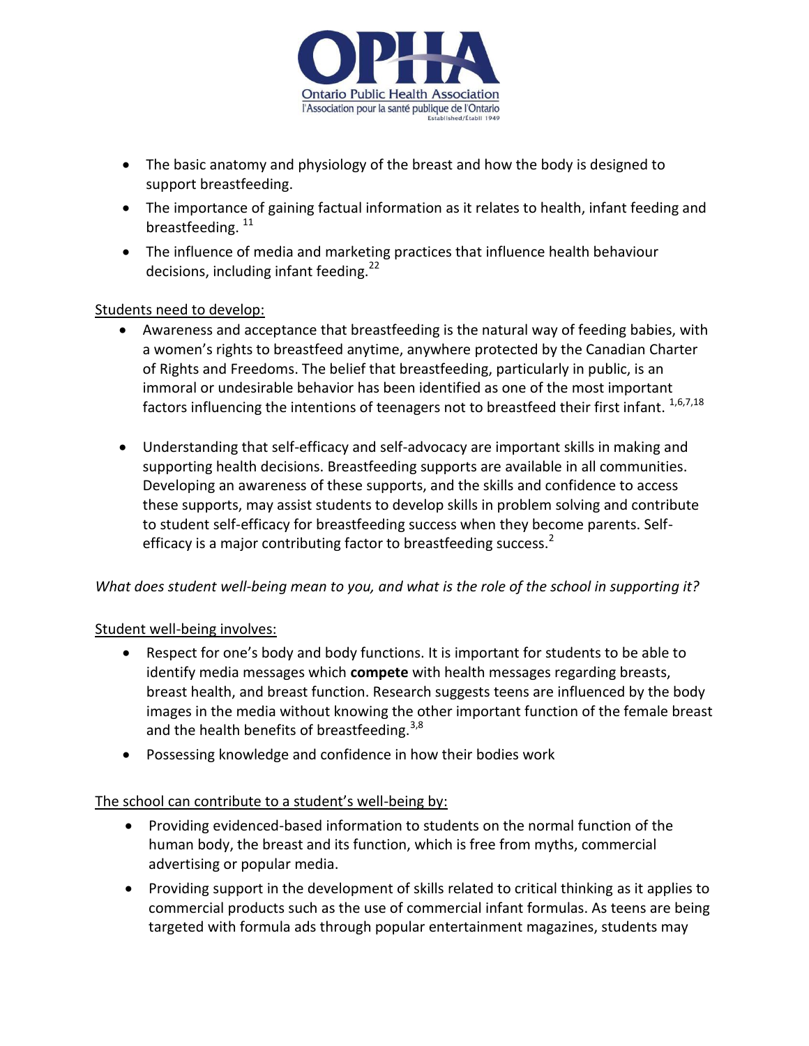- The basic anatomy and physiology of the breast and how the body is designed to support breastfeeding.
- The importance of gaining factual information as it relates to health, infant feeding and breastfeeding. [11]
- The influence of media and marketing practices that influence health behaviour decisions, including infant feeding.[22]

Students need to develop:

- Awareness and acceptance that breastfeeding is the natural way of feeding babies, with a women's rights to breastfeed anytime, anywhere protected by the Canadian Charter of Rights and Freedoms. The belief that breastfeeding, particularly in public, is an immoral or undesirable behavior has been identified as one of the most important factors influencing the intentions of teenagers not to breastfeed their first infant. [1,6,7,18]
- Understanding that self-efficacy and self-advocacy are important skills in making and supporting health decisions. Breastfeeding supports are available in all communities. Developing an awareness of these supports, and the skills and confidence to access these supports, may assist students to develop skills in problem solving and contribute to student self-efficacy for breastfeeding success when they become parents. Self-efficacy is a major contributing factor to breastfeeding success.[2]

*What does student well-being mean to you, and what is the role of the school in supporting it?*

Student well-being involves:

- Respect for one's body and body functions. It is important for students to be able to identify media messages which **compete** with health messages regarding breasts, breast health, and breast function. Research suggests teens are influenced by the body images in the media without knowing the other important function of the female breast and the health benefits of breastfeeding.[3,8]
- Possessing knowledge and confidence in how their bodies work

The school can contribute to a student's well-being by:

- Providing evidenced-based information to students on the normal function of the human body, the breast and its function, which is free from myths, commercial advertising or popular media.
- Providing support in the development of skills related to critical thinking as it applies to commercial products such as the use of commercial infant formulas. As teens are being targeted with formula ads through popular entertainment magazines, students may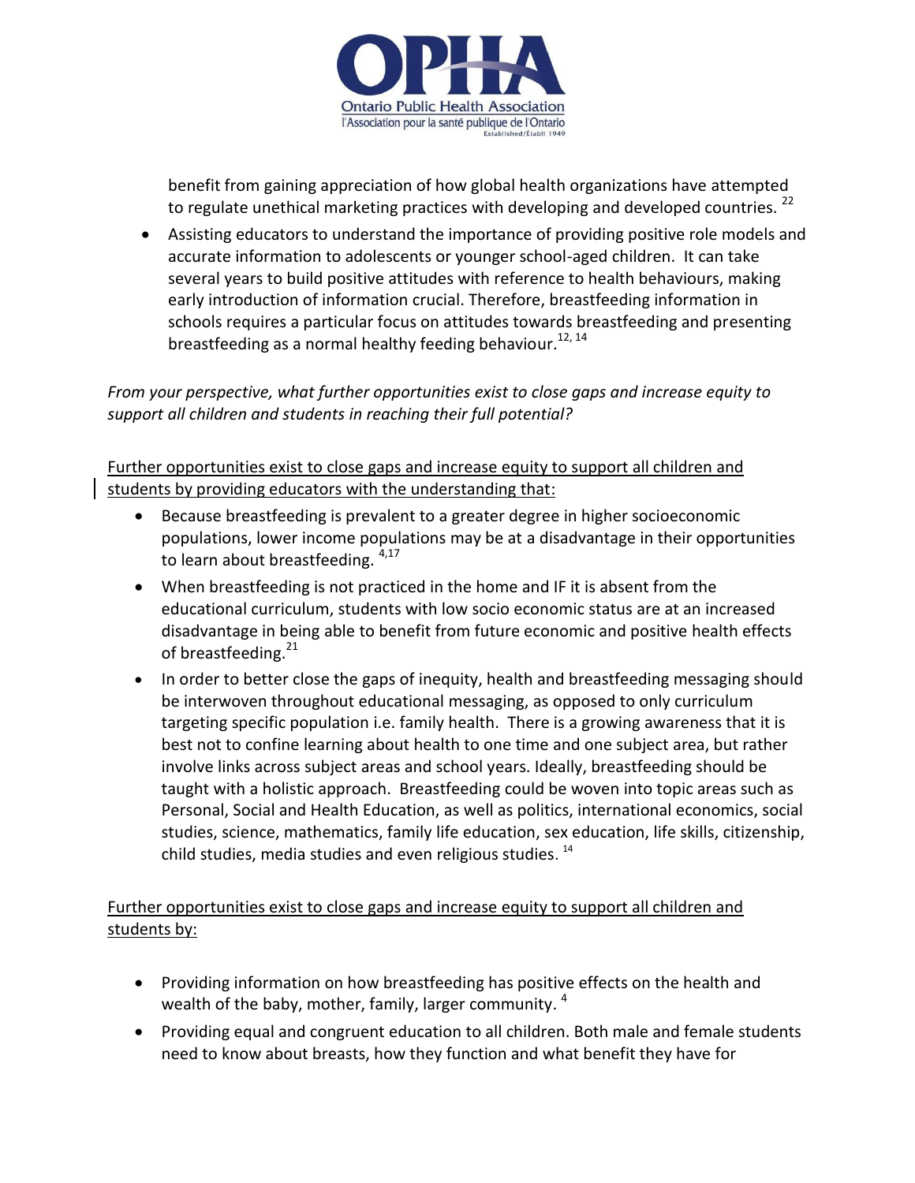benefit from gaining appreciation of how global health organizations have attempted to regulate unethical marketing practices with developing and developed countries. [22]

- Assisting educators to understand the importance of providing positive role models and accurate information to adolescents or younger school-aged children. It can take several years to build positive attitudes with reference to health behaviours, making early introduction of information crucial. Therefore, breastfeeding information in schools requires a particular focus on attitudes towards breastfeeding and presenting breastfeeding as a normal healthy feeding behaviour.[12, 14]

*From your perspective, what further opportunities exist to close gaps and increase equity to support all children and students in reaching their full potential?*

<u>Further opportunities exist to close gaps and increase equity to support all children and students by providing educators with the understanding that:</u>

- Because breastfeeding is prevalent to a greater degree in higher socioeconomic populations, lower income populations may be at a disadvantage in their opportunities to learn about breastfeeding. [4,17]
- When breastfeeding is not practiced in the home and IF it is absent from the educational curriculum, students with low socio economic status are at an increased disadvantage in being able to benefit from future economic and positive health effects of breastfeeding.[21]
- In order to better close the gaps of inequity, health and breastfeeding messaging should be interwoven throughout educational messaging, as opposed to only curriculum targeting specific population i.e. family health. There is a growing awareness that it is best not to confine learning about health to one time and one subject area, but rather involve links across subject areas and school years. Ideally, breastfeeding should be taught with a holistic approach. Breastfeeding could be woven into topic areas such as Personal, Social and Health Education, as well as politics, international economics, social studies, science, mathematics, family life education, sex education, life skills, citizenship, child studies, media studies and even religious studies. [14]

<u>Further opportunities exist to close gaps and increase equity to support all children and students by:</u>

- Providing information on how breastfeeding has positive effects on the health and wealth of the baby, mother, family, larger community. [4]
- Providing equal and congruent education to all children. Both male and female students need to know about breasts, how they function and what benefit they have for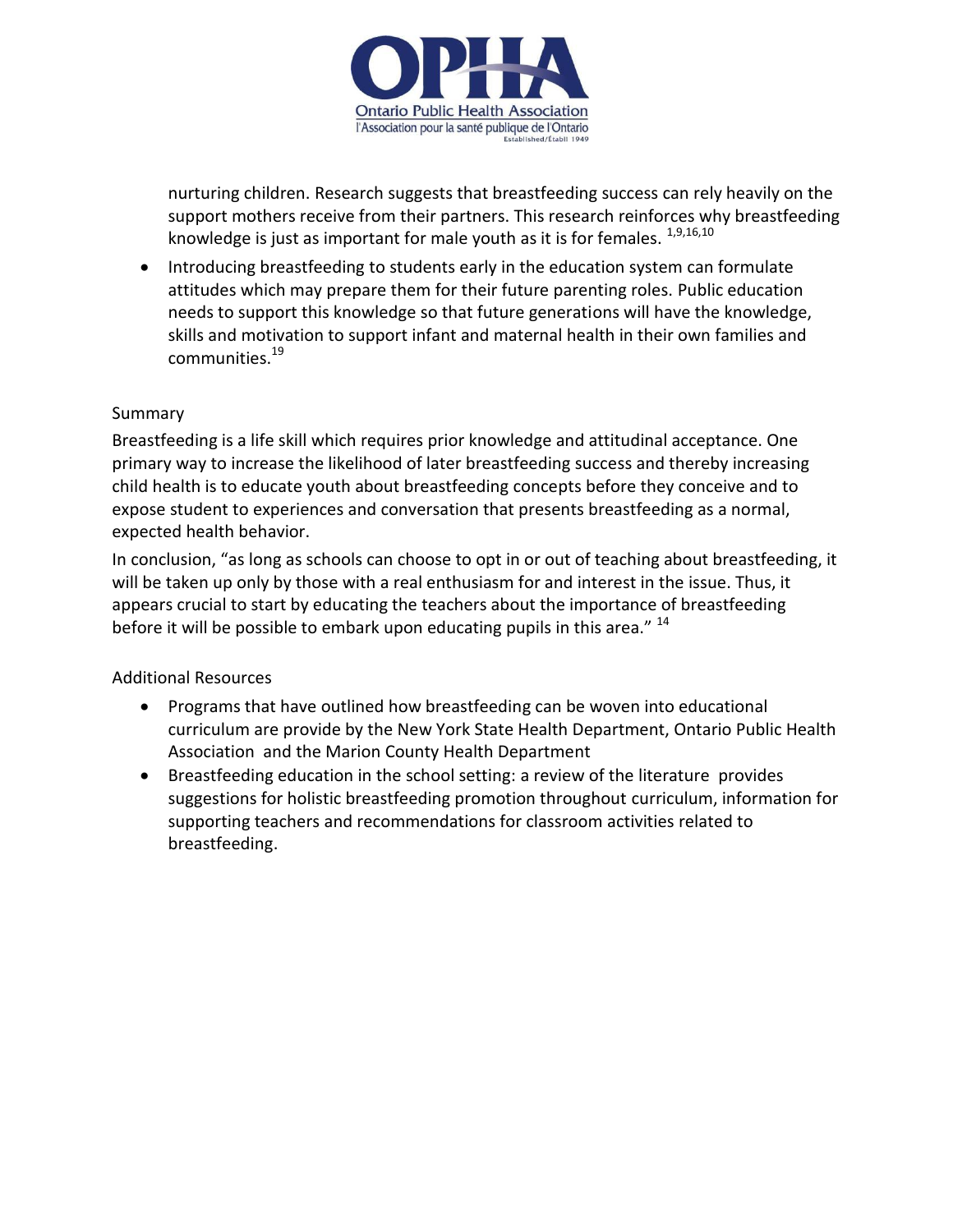nurturing children. Research suggests that breastfeeding success can rely heavily on the support mothers receive from their partners. This research reinforces why breastfeeding knowledge is just as important for male youth as it is for females. [1,9,16,10]

- Introducing breastfeeding to students early in the education system can formulate attitudes which may prepare them for their future parenting roles. Public education needs to support this knowledge so that future generations will have the knowledge, skills and motivation to support infant and maternal health in their own families and communities.[19]

## Summary

Breastfeeding is a life skill which requires prior knowledge and attitudinal acceptance. One primary way to increase the likelihood of later breastfeeding success and thereby increasing child health is to educate youth about breastfeeding concepts before they conceive and to expose student to experiences and conversation that presents breastfeeding as a normal, expected health behavior.

In conclusion, "as long as schools can choose to opt in or out of teaching about breastfeeding, it will be taken up only by those with a real enthusiasm for and interest in the issue. Thus, it appears crucial to start by educating the teachers about the importance of breastfeeding before it will be possible to embark upon educating pupils in this area." [14]

## Additional Resources

- Programs that have outlined how breastfeeding can be woven into educational curriculum are provide by the New York State Health Department, Ontario Public Health Association and the Marion County Health Department
- Breastfeeding education in the school setting: a review of the literature provides suggestions for holistic breastfeeding promotion throughout curriculum, information for supporting teachers and recommendations for classroom activities related to breastfeeding.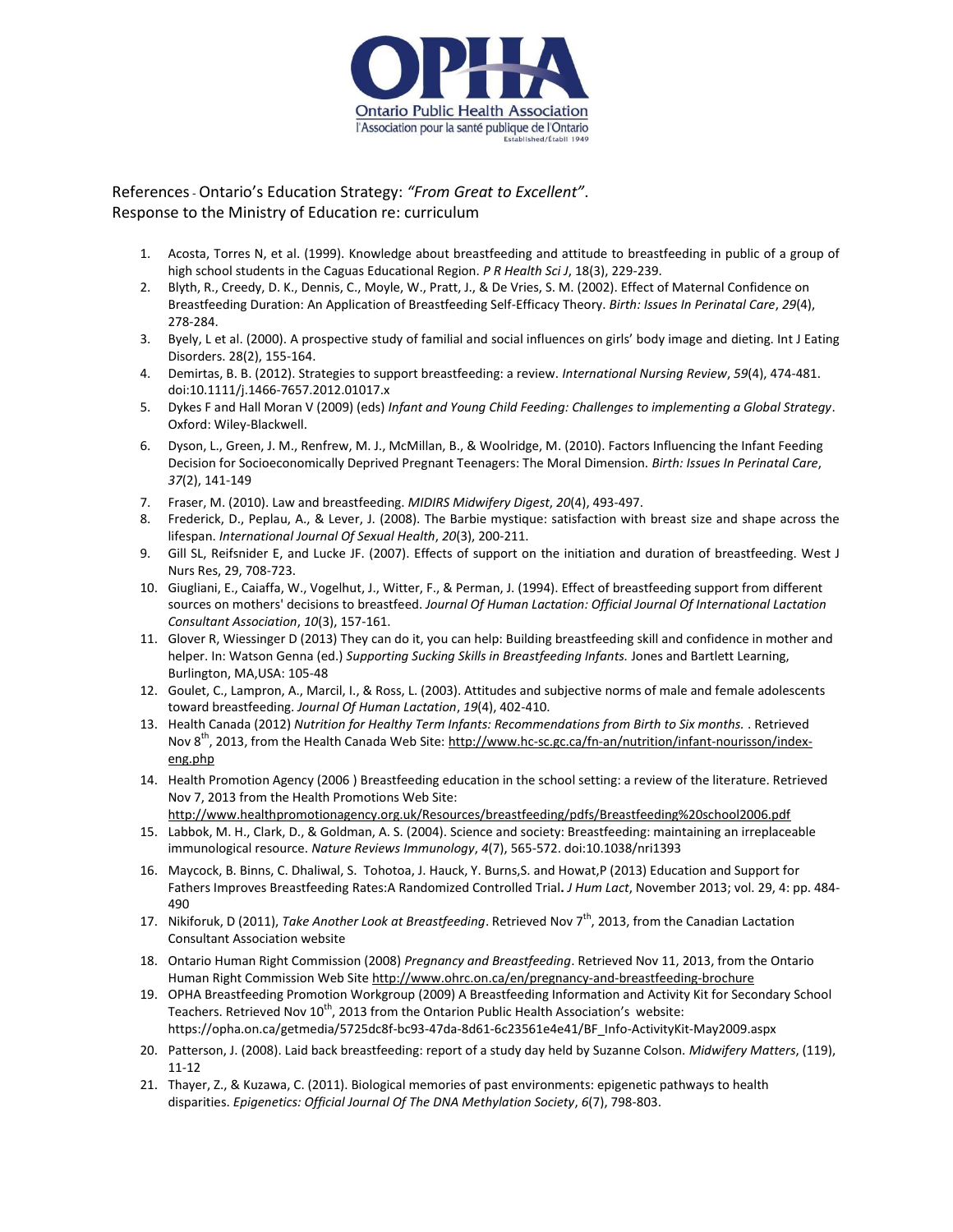References - Ontario's Education Strategy: *"From Great to Excellent"*.
Response to the Ministry of Education re: curriculum

1. Acosta, Torres N, et al. (1999). Knowledge about breastfeeding and attitude to breastfeeding in public of a group of high school students in the Caguas Educational Region. *P R Health Sci J*, 18(3), 229-239.
2. Blyth, R., Creedy, D. K., Dennis, C., Moyle, W., Pratt, J., & De Vries, S. M. (2002). Effect of Maternal Confidence on Breastfeeding Duration: An Application of Breastfeeding Self-Efficacy Theory. *Birth: Issues In Perinatal Care*, *29*(4), 278-284.
3. Byely, L et al. (2000). A prospective study of familial and social influences on girls' body image and dieting. Int J Eating Disorders. 28(2), 155-164.
4. Demirtas, B. B. (2012). Strategies to support breastfeeding: a review. *International Nursing Review*, *59*(4), 474-481. doi:10.1111/j.1466-7657.2012.01017.x
5. Dykes F and Hall Moran V (2009) (eds) *Infant and Young Child Feeding: Challenges to implementing a Global Strategy*. Oxford: Wiley-Blackwell.
6. Dyson, L., Green, J. M., Renfrew, M. J., McMillan, B., & Woolridge, M. (2010). Factors Influencing the Infant Feeding Decision for Socioeconomically Deprived Pregnant Teenagers: The Moral Dimension. *Birth: Issues In Perinatal Care*, *37*(2), 141-149
7. Fraser, M. (2010). Law and breastfeeding. *MIDIRS Midwifery Digest*, *20*(4), 493-497.
8. Frederick, D., Peplau, A., & Lever, J. (2008). The Barbie mystique: satisfaction with breast size and shape across the lifespan. *International Journal Of Sexual Health*, *20*(3), 200-211.
9. Gill SL, Reifsnider E, and Lucke JF. (2007). Effects of support on the initiation and duration of breastfeeding. West J Nurs Res, 29, 708-723.
10. Giugliani, E., Caiaffa, W., Vogelhut, J., Witter, F., & Perman, J. (1994). Effect of breastfeeding support from different sources on mothers' decisions to breastfeed. *Journal Of Human Lactation: Official Journal Of International Lactation Consultant Association*, *10*(3), 157-161.
11. Glover R, Wiessinger D (2013) They can do it, you can help: Building breastfeeding skill and confidence in mother and helper. In: Watson Genna (ed.) *Supporting Sucking Skills in Breastfeeding Infants.* Jones and Bartlett Learning, Burlington, MA,USA: 105-48
12. Goulet, C., Lampron, A., Marcil, I., & Ross, L. (2003). Attitudes and subjective norms of male and female adolescents toward breastfeeding. *Journal Of Human Lactation*, *19*(4), 402-410.
13. Health Canada (2012) *Nutrition for Healthy Term Infants: Recommendations from Birth to Six months.* . Retrieved Nov 8th, 2013, from the Health Canada Web Site: http://www.hc-sc.gc.ca/fn-an/nutrition/infant-nourisson/index-eng.php
14. Health Promotion Agency (2006 ) Breastfeeding education in the school setting: a review of the literature. Retrieved Nov 7, 2013 from the Health Promotions Web Site: http://www.healthpromotionagency.org.uk/Resources/breastfeeding/pdfs/Breastfeeding%20school2006.pdf
15. Labbok, M. H., Clark, D., & Goldman, A. S. (2004). Science and society: Breastfeeding: maintaining an irreplaceable immunological resource. *Nature Reviews Immunology*, *4*(7), 565-572. doi:10.1038/nri1393
16. Maycock, B. Binns, C. Dhaliwal, S. Tohotoa, J. Hauck, Y. Burns,S. and Howat,P (2013) Education and Support for Fathers Improves Breastfeeding Rates:A Randomized Controlled Trial**.** *J Hum Lact*, November 2013; vol. 29, 4: pp. 484-490
17. Nikiforuk, D (2011), *Take Another Look at Breastfeeding*. Retrieved Nov 7th, 2013, from the Canadian Lactation Consultant Association website
18. Ontario Human Right Commission (2008) *Pregnancy and Breastfeeding*. Retrieved Nov 11, 2013, from the Ontario Human Right Commission Web Site http://www.ohrc.on.ca/en/pregnancy-and-breastfeeding-brochure
19. OPHA Breastfeeding Promotion Workgroup (2009) A Breastfeeding Information and Activity Kit for Secondary School Teachers. Retrieved Nov 10th, 2013 from the Ontarion Public Health Association's website: https://opha.on.ca/getmedia/5725dc8f-bc93-47da-8d61-6c23561e4e41/BF_Info-ActivityKit-May2009.aspx
20. Patterson, J. (2008). Laid back breastfeeding: report of a study day held by Suzanne Colson. *Midwifery Matters*, (119), 11-12
21. Thayer, Z., & Kuzawa, C. (2011). Biological memories of past environments: epigenetic pathways to health disparities. *Epigenetics: Official Journal Of The DNA Methylation Society*, *6*(7), 798-803.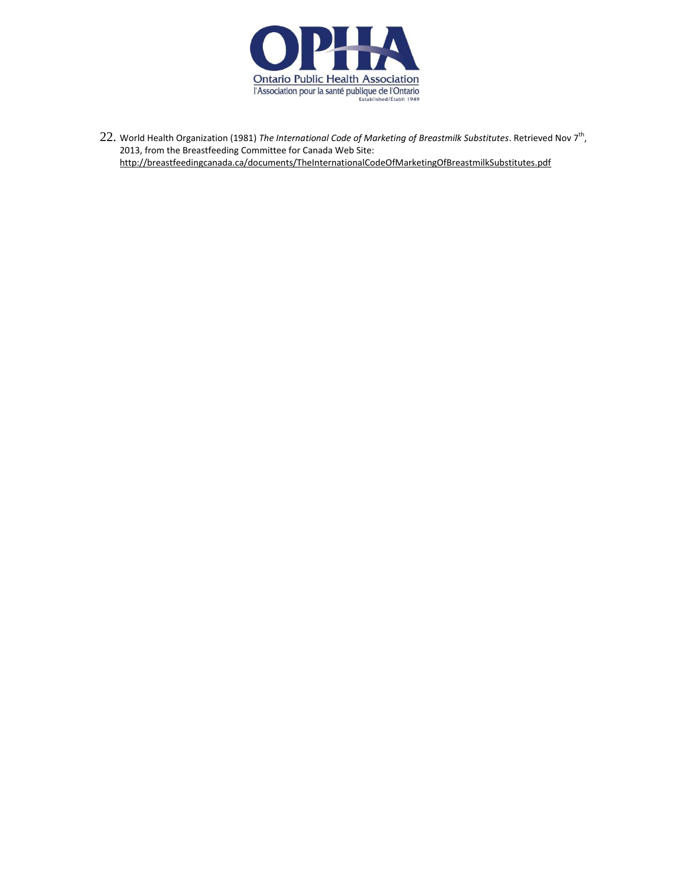22. World Health Organization (1981) *The International Code of Marketing of Breastmilk Substitutes*. Retrieved Nov 7th, 2013, from the Breastfeeding Committee for Canada Web Site: http://breastfeedingcanada.ca/documents/TheInternationalCodeOfMarketingOfBreastmilkSubstitutes.pdf